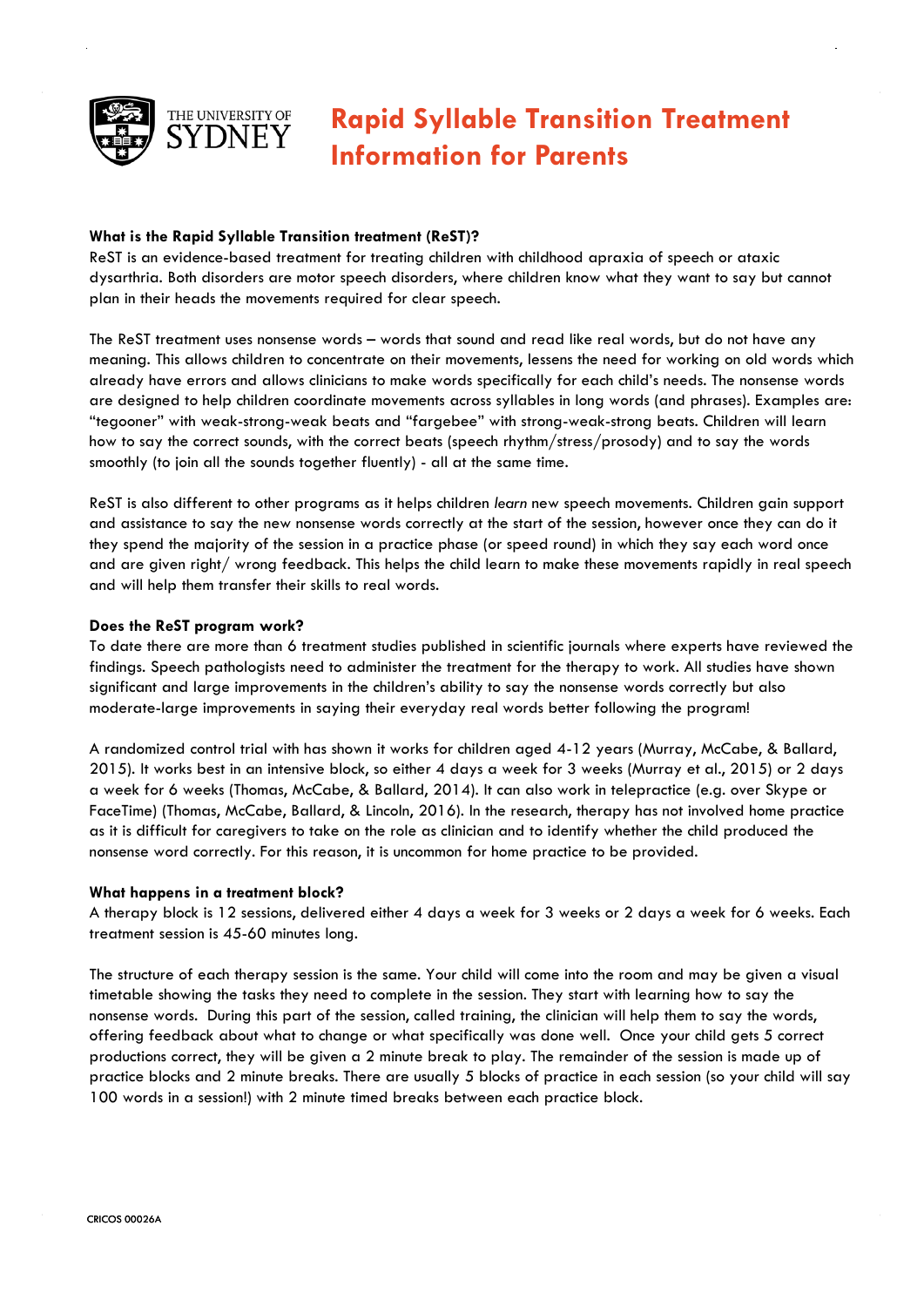# Rapid Syllable Transition Treatment Information for Parents

### What is the Rapid Syllable Transition treatment (ReST)?

ReST is an evidence-based treatment for treating children with childhood apraxia of speech or ataxic dysarthria. Both disorders are motor speech disorders, where children know what they want to say but cannot plan in their heads the movements required for clear speech.

The ReST treatment uses nonsense words – words that sound and read like real words, but do not have any meaning. This allows children to concentrate on their movements, lessens the need for working on old words which already have errors and allows clinicians to make words specifically for each child's needs. The nonsense words are designed to help children coordinate movements across syllables in long words (and phrases). Examples are: "tegooner" with weak-strong-weak beats and "fargebee" with strong-weak-strong beats. Children will learn how to say the correct sounds, with the correct beats (speech rhythm/stress/prosody) and to say the words smoothly (to join all the sounds together fluently) - all at the same time.

ReST is also different to other programs as it helps children *learn* new speech movements. Children gain support and assistance to say the new nonsense words correctly at the start of the session, however once they can do it they spend the majority of the session in a practice phase (or speed round) in which they say each word once and are given right/ wrong feedback. This helps the child learn to make these movements rapidly in real speech and will help them transfer their skills to real words.

### Does the ReST program work?

To date there are more than 6 treatment studies published in scientific journals where experts have reviewed the findings. Speech pathologists need to administer the treatment for the therapy to work. All studies have shown significant and large improvements in the children's ability to say the nonsense words correctly but also moderate-large improvements in saying their everyday real words better following the program!

A randomized control trial with has shown it works for children aged 4-12 years (Murray, McCabe, & Ballard, 2015). It works best in an intensive block, so either 4 days a week for 3 weeks (Murray et al., 2015) or 2 days a week for 6 weeks (Thomas, McCabe, & Ballard, 2014). It can also work in telepractice (e.g. over Skype or FaceTime) (Thomas, McCabe, Ballard, & Lincoln, 2016). In the research, therapy has not involved home practice as it is difficult for caregivers to take on the role as clinician and to identify whether the child produced the nonsense word correctly. For this reason, it is uncommon for home practice to be provided.

### What happens in a treatment block?

A therapy block is 12 sessions, delivered either 4 days a week for 3 weeks or 2 days a week for 6 weeks. Each treatment session is 45-60 minutes long.

The structure of each therapy session is the same. Your child will come into the room and may be given a visual timetable showing the tasks they need to complete in the session. They start with learning how to say the nonsense words. During this part of the session, called training, the clinician will help them to say the words, offering feedback about what to change or what specifically was done well. Once your child gets 5 correct productions correct, they will be given a 2 minute break to play. The remainder of the session is made up of practice blocks and 2 minute breaks. There are usually 5 blocks of practice in each session (so your child will say 100 words in a session!) with 2 minute timed breaks between each practice block.

CRICOS 00026A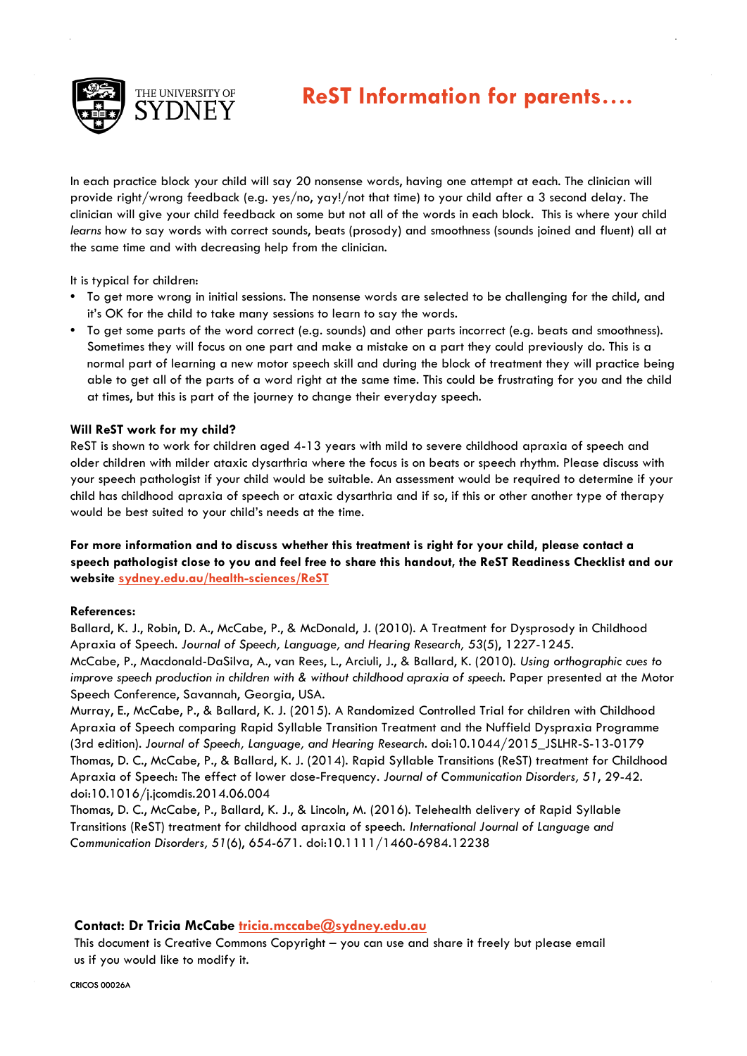# ReST Information for parents….

In each practice block your child will say 20 nonsense words, having one attempt at each. The clinician will provide right/wrong feedback (e.g. yes/no, yay!/not that time) to your child after a 3 second delay. The clinician will give your child feedback on some but not all of the words in each block. This is where your child *learns* how to say words with correct sounds, beats (prosody) and smoothness (sounds joined and fluent) all at the same time and with decreasing help from the clinician.

It is typical for children:

- To get more wrong in initial sessions. The nonsense words are selected to be challenging for the child, and it's OK for the child to take many sessions to learn to say the words.
- To get some parts of the word correct (e.g. sounds) and other parts incorrect (e.g. beats and smoothness). Sometimes they will focus on one part and make a mistake on a part they could previously do. This is a normal part of learning a new motor speech skill and during the block of treatment they will practice being able to get all of the parts of a word right at the same time. This could be frustrating for you and the child at times, but this is part of the journey to change their everyday speech.

**Will ReST work for my child?**

ReST is shown to work for children aged 4-13 years with mild to severe childhood apraxia of speech and older children with milder ataxic dysarthria where the focus is on beats or speech rhythm. Please discuss with your speech pathologist if your child would be suitable. An assessment would be required to determine if your child has childhood apraxia of speech or ataxic dysarthria and if so, if this or other another type of therapy would be best suited to your child's needs at the time.

**For more information and to discuss whether this treatment is right for your child, please contact a speech pathologist close to you and feel free to share this handout, the ReST Readiness Checklist and our website sydney.edu.au/health-sciences/ReST**

**References:**

Ballard, K. J., Robin, D. A., McCabe, P., & McDonald, J. (2010). A Treatment for Dysprosody in Childhood Apraxia of Speech. *Journal of Speech, Language, and Hearing Research, 53*(5), 1227-1245.

McCabe, P., Macdonald-DaSilva, A., van Rees, L., Arciuli, J., & Ballard, K. (2010). *Using orthographic cues to improve speech production in children with & without childhood apraxia of speech.* Paper presented at the Motor Speech Conference, Savannah, Georgia, USA.

Murray, E., McCabe, P., & Ballard, K. J. (2015). A Randomized Controlled Trial for children with Childhood Apraxia of Speech comparing Rapid Syllable Transition Treatment and the Nuffield Dyspraxia Programme (3rd edition). *Journal of Speech, Language, and Hearing Research*. doi:10.1044/2015_JSLHR-S-13-0179

Thomas, D. C., McCabe, P., & Ballard, K. J. (2014). Rapid Syllable Transitions (ReST) treatment for Childhood Apraxia of Speech: The effect of lower dose-Frequency. *Journal of Communication Disorders, 51*, 29-42. doi:10.1016/j.jcomdis.2014.06.004

Thomas, D. C., McCabe, P., Ballard, K. J., & Lincoln, M. (2016). Telehealth delivery of Rapid Syllable Transitions (ReST) treatment for childhood apraxia of speech. *International Journal of Language and Communication Disorders, 51*(6), 654-671. doi:10.1111/1460-6984.12238

**Contact: Dr Tricia McCabe** tricia.mccabe@sydney.edu.au

This document is Creative Commons Copyright – you can use and share it freely but please email us if you would like to modify it.

CRICOS 00026A